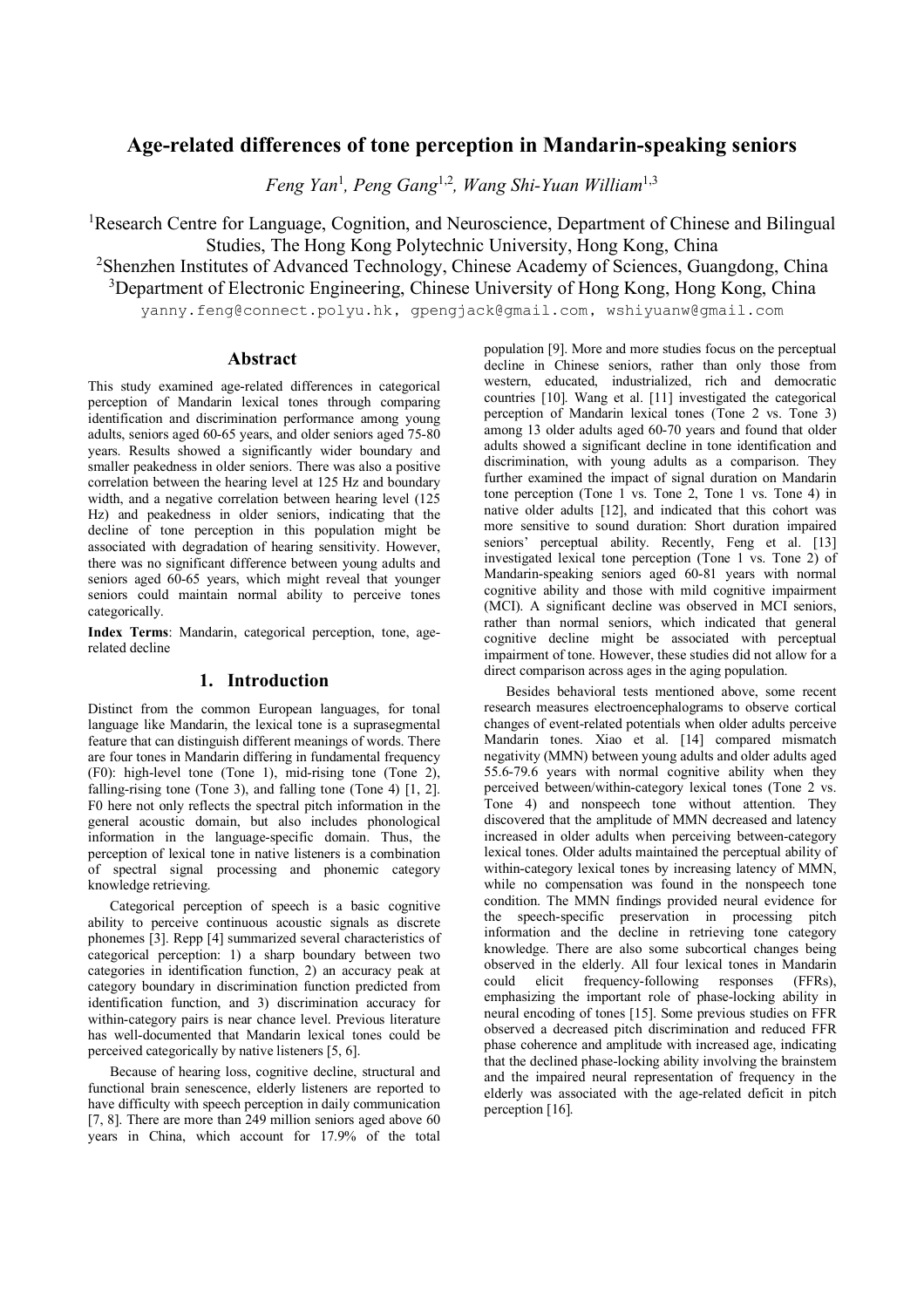# Age-related differences of tone perception in Mandarin-speaking seniors

*Feng Yan*[1], *Peng Gang*[1,2], *Wang Shi-Yuan William*[1,3]

[1]Research Centre for Language, Cognition, and Neuroscience, Department of Chinese and Bilingual Studies, The Hong Kong Polytechnic University, Hong Kong, China
[2]Shenzhen Institutes of Advanced Technology, Chinese Academy of Sciences, Guangdong, China
[3]Department of Electronic Engineering, Chinese University of Hong Kong, Hong Kong, China

yanny.feng@connect.polyu.hk, gpengjack@gmail.com, wshiyuanw@gmail.com

## Abstract

This study examined age-related differences in categorical perception of Mandarin lexical tones through comparing identification and discrimination performance among young adults, seniors aged 60-65 years, and older seniors aged 75-80 years. Results showed a significantly wider boundary and smaller peakedness in older seniors. There was also a positive correlation between the hearing level at 125 Hz and boundary width, and a negative correlation between hearing level (125 Hz) and peakedness in older seniors, indicating that the decline of tone perception in this population might be associated with degradation of hearing sensitivity. However, there was no significant difference between young adults and seniors aged 60-65 years, which might reveal that younger seniors could maintain normal ability to perceive tones categorically.

**Index Terms**: Mandarin, categorical perception, tone, age-related decline

## 1. Introduction

Distinct from the common European languages, for tonal language like Mandarin, the lexical tone is a suprasegmental feature that can distinguish different meanings of words. There are four tones in Mandarin differing in fundamental frequency (F0): high-level tone (Tone 1), mid-rising tone (Tone 2), falling-rising tone (Tone 3), and falling tone (Tone 4) [1, 2]. F0 here not only reflects the spectral pitch information in the general acoustic domain, but also includes phonological information in the language-specific domain. Thus, the perception of lexical tone in native listeners is a combination of spectral signal processing and phonemic category knowledge retrieving.

Categorical perception of speech is a basic cognitive ability to perceive continuous acoustic signals as discrete phonemes [3]. Repp [4] summarized several characteristics of categorical perception: 1) a sharp boundary between two categories in identification function, 2) an accuracy peak at category boundary in discrimination function predicted from identification function, and 3) discrimination accuracy for within-category pairs is near chance level. Previous literature has well-documented that Mandarin lexical tones could be perceived categorically by native listeners [5, 6].

Because of hearing loss, cognitive decline, structural and functional brain senescence, elderly listeners are reported to have difficulty with speech perception in daily communication [7, 8]. There are more than 249 million seniors aged above 60 years in China, which account for 17.9% of the total population [9]. More and more studies focus on the perceptual decline in Chinese seniors, rather than only those from western, educated, industrialized, rich and democratic countries [10]. Wang et al. [11] investigated the categorical perception of Mandarin lexical tones (Tone 2 vs. Tone 3) among 13 older adults aged 60-70 years and found that older adults showed a significant decline in tone identification and discrimination, with young adults as a comparison. They further examined the impact of signal duration on Mandarin tone perception (Tone 1 vs. Tone 2, Tone 1 vs. Tone 4) in native older adults [12], and indicated that this cohort was more sensitive to sound duration: Short duration impaired seniors' perceptual ability. Recently, Feng et al. [13] investigated lexical tone perception (Tone 1 vs. Tone 2) of Mandarin-speaking seniors aged 60-81 years with normal cognitive ability and those with mild cognitive impairment (MCI). A significant decline was observed in MCI seniors, rather than normal seniors, which indicated that general cognitive decline might be associated with perceptual impairment of tone. However, these studies did not allow for a direct comparison across ages in the aging population.

Besides behavioral tests mentioned above, some recent research measures electroencephalograms to observe cortical changes of event-related potentials when older adults perceive Mandarin tones. Xiao et al. [14] compared mismatch negativity (MMN) between young adults and older adults aged 55.6-79.6 years with normal cognitive ability when they perceived between/within-category lexical tones (Tone 2 vs. Tone 4) and nonspeech tone without attention. They discovered that the amplitude of MMN decreased and latency increased in older adults when perceiving between-category lexical tones. Older adults maintained the perceptual ability of within-category lexical tones by increasing latency of MMN, while no compensation was found in the nonspeech tone condition. The MMN findings provided neural evidence for the speech-specific preservation in processing pitch information and the decline in retrieving tone category knowledge. There are also some subcortical changes being observed in the elderly. All four lexical tones in Mandarin could elicit frequency-following responses (FFRs), emphasizing the important role of phase-locking ability in neural encoding of tones [15]. Some previous studies on FFR observed a decreased pitch discrimination and reduced FFR phase coherence and amplitude with increased age, indicating that the declined phase-locking ability involving the brainstem and the impaired neural representation of frequency in the elderly was associated with the age-related deficit in pitch perception [16].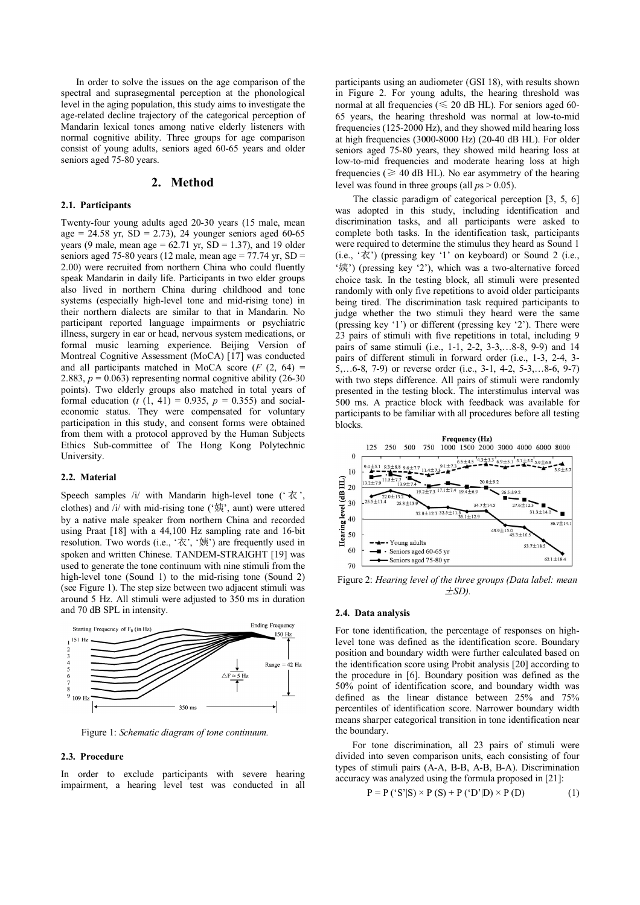In order to solve the issues on the age comparison of the spectral and suprasegmental perception at the phonological level in the aging population, this study aims to investigate the age-related decline trajectory of the categorical perception of Mandarin lexical tones among native elderly listeners with normal cognitive ability. Three groups for age comparison consist of young adults, seniors aged 60-65 years and older seniors aged 75-80 years.

## 2. Method

### 2.1. Participants

Twenty-four young adults aged 20-30 years (15 male, mean age = 24.58 yr, SD = 2.73), 24 younger seniors aged 60-65 years (9 male, mean age = 62.71 yr, SD = 1.37), and 19 older seniors aged 75-80 years (12 male, mean age = 77.74 yr, SD = 2.00) were recruited from northern China who could fluently speak Mandarin in daily life. Participants in two elder groups also lived in northern China during childhood and tone systems (especially high-level tone and mid-rising tone) in their northern dialects are similar to that in Mandarin. No participant reported language impairments or psychiatric illness, surgery in ear or head, nervous system medications, or formal music learning experience. Beijing Version of Montreal Cognitive Assessment (MoCA) [17] was conducted and all participants matched in MoCA score ($F$ (2, 64) = 2.883, $p$ = 0.063) representing normal cognitive ability (26-30 points). Two elderly groups also matched in total years of formal education ($t$ (1, 41) = 0.935, $p$ = 0.355) and social-economic status. They were compensated for voluntary participation in this study, and consent forms were obtained from them with a protocol approved by the Human Subjects Ethics Sub-committee of The Hong Kong Polytechnic University.

### 2.2. Material

Speech samples /i/ with Mandarin high-level tone ('衣', clothes) and /i/ with mid-rising tone ('姨', aunt) were uttered by a native male speaker from northern China and recorded using Praat [18] with a 44,100 Hz sampling rate and 16-bit resolution. Two words (i.e., '衣', '姨') are frequently used in spoken and written Chinese. TANDEM-STRAIGHT [19] was used to generate the tone continuum with nine stimuli from the high-level tone (Sound 1) to the mid-rising tone (Sound 2) (see Figure 1). The step size between two adjacent stimuli was around 5 Hz. All stimuli were adjusted to 350 ms in duration and 70 dB SPL in intensity.

Figure 1: *Schematic diagram of tone continuum.*

### 2.3. Procedure

In order to exclude participants with severe hearing impairment, a hearing level test was conducted in all participants using an audiometer (GSI 18), with results shown in Figure 2. For young adults, the hearing threshold was normal at all frequencies (≤ 20 dB HL). For seniors aged 60-65 years, the hearing threshold was normal at low-to-mid frequencies (125-2000 Hz), and they showed mild hearing loss at high frequencies (3000-8000 Hz) (20-40 dB HL). For older seniors aged 75-80 years, they showed mild hearing loss at low-to-mid frequencies and moderate hearing loss at high frequencies (≥ 40 dB HL). No ear asymmetry of the hearing level was found in three groups (all $p$s > 0.05).

The classic paradigm of categorical perception [3, 5, 6] was adopted in this study, including identification and discrimination tasks, and all participants were asked to complete both tasks. In the identification task, participants were required to determine the stimulus they heard as Sound 1 (i.e., '衣') (pressing key '1' on keyboard) or Sound 2 (i.e., '姨') (pressing key '2'), which was a two-alternative forced choice task. In the testing block, all stimuli were presented randomly with only five repetitions to avoid older participants being tired. The discrimination task required participants to judge whether the two stimuli they heard were the same (pressing key '1') or different (pressing key '2'). There were 23 pairs of stimuli with five repetitions in total, including 9 pairs of same stimuli (i.e., 1-1, 2-2, 3-3,…8-8, 9-9) and 14 pairs of different stimuli in forward order (i.e., 1-3, 2-4, 3-5,…6-8, 7-9) or reverse order (i.e., 3-1, 4-2, 5-3,…8-6, 9-7) with two steps difference. All pairs of stimuli were randomly presented in the testing block. The interstimulus interval was 500 ms. A practice block with feedback was available for participants to be familiar with all procedures before all testing blocks.

Figure 2: *Hearing level of the three groups (Data label: mean ±SD).*

### 2.4. Data analysis

For tone identification, the percentage of responses on high-level tone was defined as the identification score. Boundary position and boundary width were further calculated based on the identification score using Probit analysis [20] according to the procedure in [6]. Boundary position was defined as the 50% point of identification score, and boundary width was defined as the linear distance between 25% and 75% percentiles of identification score. Narrower boundary width means sharper categorical transition in tone identification near the boundary.

For tone discrimination, all 23 pairs of stimuli were divided into seven comparison units, each consisting of four types of stimuli pairs (A-A, B-B, A-B, B-A). Discrimination accuracy was analyzed using the formula proposed in [21]:

$$P = P(\text{'S'}|S) \times P(S) + P(\text{'D'}|D) \times P(D) \tag{1}$$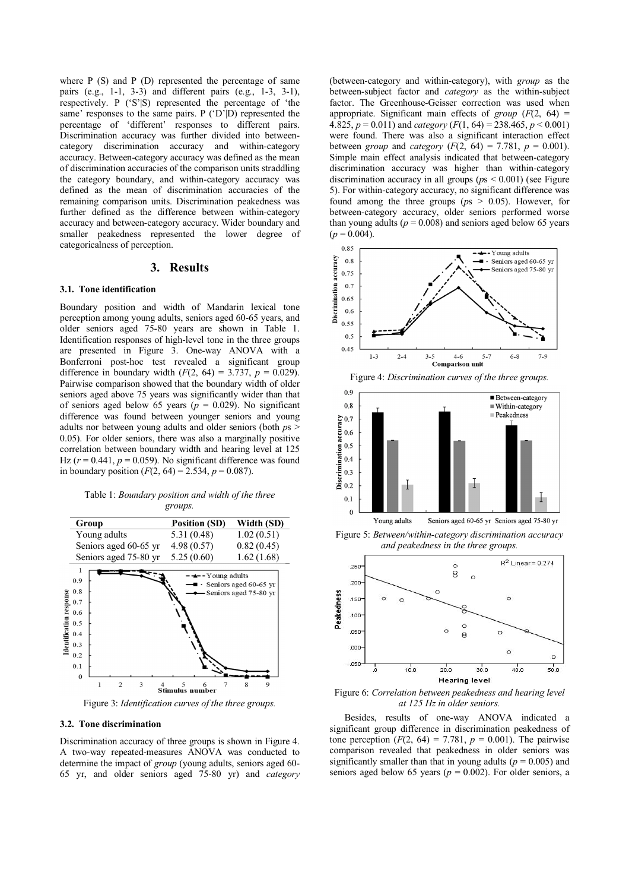where P (S) and P (D) represented the percentage of same pairs (e.g., 1-1, 3-3) and different pairs (e.g., 1-3, 3-1), respectively. P ('S'|S) represented the percentage of 'the same' responses to the same pairs. P ('D'|D) represented the percentage of 'different' responses to different pairs. Discrimination accuracy was further divided into between-category discrimination accuracy and within-category accuracy. Between-category accuracy was defined as the mean of discrimination accuracies of the comparison units straddling the category boundary, and within-category accuracy was defined as the mean of discrimination accuracies of the remaining comparison units. Discrimination peakedness was further defined as the difference between within-category accuracy and between-category accuracy. Wider boundary and smaller peakedness represented the lower degree of categoricalness of perception.

## 3. Results

### 3.1. Tone identification

Boundary position and width of Mandarin lexical tone perception among young adults, seniors aged 60-65 years, and older seniors aged 75-80 years are shown in Table 1. Identification responses of high-level tone in the three groups are presented in Figure 3. One-way ANOVA with a Bonferroni post-hoc test revealed a significant group difference in boundary width ($F(2, 64) = 3.737$, $p = 0.029$). Pairwise comparison showed that the boundary width of older seniors aged above 75 years was significantly wider than that of seniors aged below 65 years ($p = 0.029$). No significant difference was found between younger seniors and young adults nor between young adults and older seniors (both $p$s $> 0.05$). For older seniors, there was also a marginally positive correlation between boundary width and hearing level at 125 Hz ($r = 0.441$, $p = 0.059$). No significant difference was found in boundary position ($F(2, 64) = 2.534$, $p = 0.087$).

Table 1: *Boundary position and width of the three groups.*

| Group | Position (SD) | Width (SD) |
|---|---|---|
| Young adults | 5.31 (0.48) | 1.02 (0.51) |
| Seniors aged 60-65 yr | 4.98 (0.57) | 0.82 (0.45) |
| Seniors aged 75-80 yr | 5.25 (0.60) | 1.62 (1.68) |

Figure 3: *Identification curves of the three groups.*

### 3.2. Tone discrimination

Discrimination accuracy of three groups is shown in Figure 4. A two-way repeated-measures ANOVA was conducted to determine the impact of *group* (young adults, seniors aged 60-65 yr, and older seniors aged 75-80 yr) and *category* (between-category and within-category), with *group* as the between-subject factor and *category* as the within-subject factor. The Greenhouse-Geisser correction was used when appropriate. Significant main effects of *group* ($F(2, 64) = 4.825$, $p = 0.011$) and *category* ($F(1, 64) = 238.465$, $p < 0.001$) were found. There was also a significant interaction effect between *group* and *category* ($F(2, 64) = 7.781$, $p = 0.001$). Simple main effect analysis indicated that between-category discrimination accuracy was higher than within-category discrimination accuracy in all groups ($p$s $< 0.001$) (see Figure 5). For within-category accuracy, no significant difference was found among the three groups ($p$s $> 0.05$). However, for between-category accuracy, older seniors performed worse than young adults ($p = 0.008$) and seniors aged below 65 years ($p = 0.004$).

Figure 4: *Discrimination curves of the three groups.*

Figure 5: *Between/within-category discrimination accuracy and peakedness in the three groups.*

Figure 6: *Correlation between peakedness and hearing level at 125 Hz in older seniors.*

Besides, results of one-way ANOVA indicated a significant group difference in discrimination peakedness of tone perception ($F(2, 64) = 7.781$, $p = 0.001$). The pairwise comparison revealed that peakedness in older seniors was significantly smaller than that in young adults ($p = 0.005$) and seniors aged below 65 years ($p = 0.002$). For older seniors, a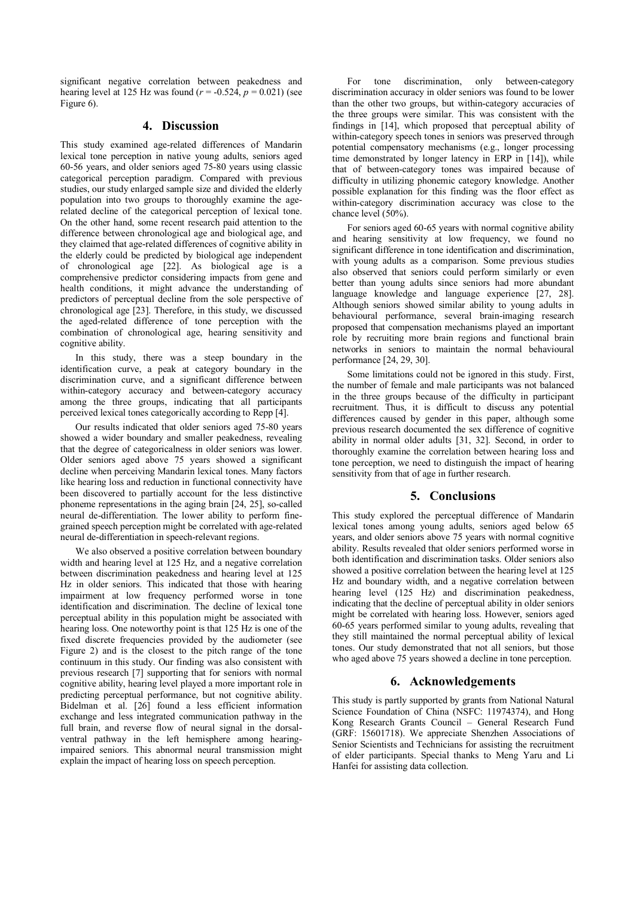significant negative correlation between peakedness and hearing level at 125 Hz was found ($r = -0.524$, $p = 0.021$) (see Figure 6).

## 4. Discussion

This study examined age-related differences of Mandarin lexical tone perception in native young adults, seniors aged 60-56 years, and older seniors aged 75-80 years using classic categorical perception paradigm. Compared with previous studies, our study enlarged sample size and divided the elderly population into two groups to thoroughly examine the age-related decline of the categorical perception of lexical tone. On the other hand, some recent research paid attention to the difference between chronological age and biological age, and they claimed that age-related differences of cognitive ability in the elderly could be predicted by biological age independent of chronological age [22]. As biological age is a comprehensive predictor considering impacts from gene and health conditions, it might advance the understanding of predictors of perceptual decline from the sole perspective of chronological age [23]. Therefore, in this study, we discussed the aged-related difference of tone perception with the combination of chronological age, hearing sensitivity and cognitive ability.

In this study, there was a steep boundary in the identification curve, a peak at category boundary in the discrimination curve, and a significant difference between within-category accuracy and between-category accuracy among the three groups, indicating that all participants perceived lexical tones categorically according to Repp [4].

Our results indicated that older seniors aged 75-80 years showed a wider boundary and smaller peakedness, revealing that the degree of categoricalness in older seniors was lower. Older seniors aged above 75 years showed a significant decline when perceiving Mandarin lexical tones. Many factors like hearing loss and reduction in functional connectivity have been discovered to partially account for the less distinctive phoneme representations in the aging brain [24, 25], so-called neural de-differentiation. The lower ability to perform fine-grained speech perception might be correlated with age-related neural de-differentiation in speech-relevant regions.

We also observed a positive correlation between boundary width and hearing level at 125 Hz, and a negative correlation between discrimination peakedness and hearing level at 125 Hz in older seniors. This indicated that those with hearing impairment at low frequency performed worse in tone identification and discrimination. The decline of lexical tone perceptual ability in this population might be associated with hearing loss. One noteworthy point is that 125 Hz is one of the fixed discrete frequencies provided by the audiometer (see Figure 2) and is the closest to the pitch range of the tone continuum in this study. Our finding was also consistent with previous research [7] supporting that for seniors with normal cognitive ability, hearing level played a more important role in predicting perceptual performance, but not cognitive ability. Bidelman et al. [26] found a less efficient information exchange and less integrated communication pathway in the full brain, and reverse flow of neural signal in the dorsal-ventral pathway in the left hemisphere among hearing-impaired seniors. This abnormal neural transmission might explain the impact of hearing loss on speech perception.

For tone discrimination, only between-category discrimination accuracy in older seniors was found to be lower than the other two groups, but within-category accuracies of the three groups were similar. This was consistent with the findings in [14], which proposed that perceptual ability of within-category speech tones in seniors was preserved through potential compensatory mechanisms (e.g., longer processing time demonstrated by longer latency in ERP in [14]), while that of between-category tones was impaired because of difficulty in utilizing phonemic category knowledge. Another possible explanation for this finding was the floor effect as within-category discrimination accuracy was close to the chance level (50%).

For seniors aged 60-65 years with normal cognitive ability and hearing sensitivity at low frequency, we found no significant difference in tone identification and discrimination, with young adults as a comparison. Some previous studies also observed that seniors could perform similarly or even better than young adults since seniors had more abundant language knowledge and language experience [27, 28]. Although seniors showed similar ability to young adults in behavioural performance, several brain-imaging research proposed that compensation mechanisms played an important role by recruiting more brain regions and functional brain networks in seniors to maintain the normal behavioural performance [24, 29, 30].

Some limitations could not be ignored in this study. First, the number of female and male participants was not balanced in the three groups because of the difficulty in participant recruitment. Thus, it is difficult to discuss any potential differences caused by gender in this paper, although some previous research documented the sex difference of cognitive ability in normal older adults [31, 32]. Second, in order to thoroughly examine the correlation between hearing loss and tone perception, we need to distinguish the impact of hearing sensitivity from that of age in further research.

## 5. Conclusions

This study explored the perceptual difference of Mandarin lexical tones among young adults, seniors aged below 65 years, and older seniors above 75 years with normal cognitive ability. Results revealed that older seniors performed worse in both identification and discrimination tasks. Older seniors also showed a positive correlation between the hearing level at 125 Hz and boundary width, and a negative correlation between hearing level (125 Hz) and discrimination peakedness, indicating that the decline of perceptual ability in older seniors might be correlated with hearing loss. However, seniors aged 60-65 years performed similar to young adults, revealing that they still maintained the normal perceptual ability of lexical tones. Our study demonstrated that not all seniors, but those who aged above 75 years showed a decline in tone perception.

## 6. Acknowledgements

This study is partly supported by grants from National Natural Science Foundation of China (NSFC: 11974374), and Hong Kong Research Grants Council – General Research Fund (GRF: 15601718). We appreciate Shenzhen Associations of Senior Scientists and Technicians for assisting the recruitment of elder participants. Special thanks to Meng Yaru and Li Hanfei for assisting data collection.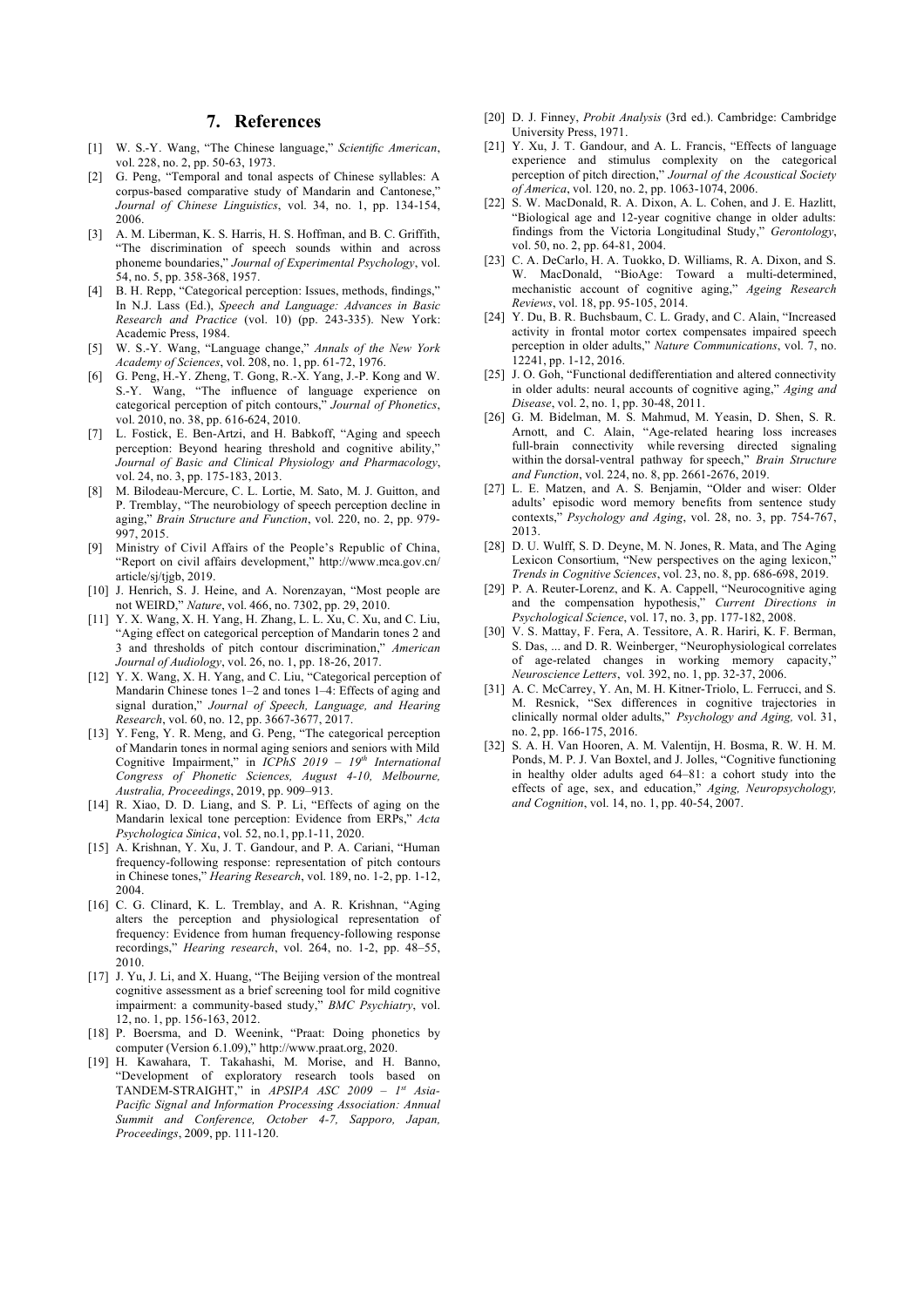## 7. References

[1] W. S.-Y. Wang, "The Chinese language," *Scientific American*, vol. 228, no. 2, pp. 50-63, 1973.

[2] G. Peng, "Temporal and tonal aspects of Chinese syllables: A corpus-based comparative study of Mandarin and Cantonese," *Journal of Chinese Linguistics*, vol. 34, no. 1, pp. 134-154, 2006.

[3] A. M. Liberman, K. S. Harris, H. S. Hoffman, and B. C. Griffith, "The discrimination of speech sounds within and across phoneme boundaries," *Journal of Experimental Psychology*, vol. 54, no. 5, pp. 358-368, 1957.

[4] B. H. Repp, "Categorical perception: Issues, methods, findings," In N.J. Lass (Ed.), *Speech and Language: Advances in Basic Research and Practice* (vol. 10) (pp. 243-335). New York: Academic Press, 1984.

[5] W. S.-Y. Wang, "Language change," *Annals of the New York Academy of Sciences*, vol. 208, no. 1, pp. 61-72, 1976.

[6] G. Peng, H.-Y. Zheng, T. Gong, R.-X. Yang, J.-P. Kong and W. S.-Y. Wang, "The influence of language experience on categorical perception of pitch contours," *Journal of Phonetics*, vol. 2010, no. 38, pp. 616-624, 2010.

[7] L. Fostick, E. Ben-Artzi, and H. Babkoff, "Aging and speech perception: Beyond hearing threshold and cognitive ability," *Journal of Basic and Clinical Physiology and Pharmacology*, vol. 24, no. 3, pp. 175-183, 2013.

[8] M. Bilodeau-Mercure, C. L. Lortie, M. Sato, M. J. Guitton, and P. Tremblay, "The neurobiology of speech perception decline in aging," *Brain Structure and Function*, vol. 220, no. 2, pp. 979-997, 2015.

[9] Ministry of Civil Affairs of the People's Republic of China, "Report on civil affairs development," http://www.mca.gov.cn/article/sj/tjgb, 2019.

[10] J. Henrich, S. J. Heine, and A. Norenzayan, "Most people are not WEIRD," *Nature*, vol. 466, no. 7302, pp. 29, 2010.

[11] Y. X. Wang, X. H. Yang, H. Zhang, L. L. Xu, C. Xu, and C. Liu, "Aging effect on categorical perception of Mandarin tones 2 and 3 and thresholds of pitch contour discrimination," *American Journal of Audiology*, vol. 26, no. 1, pp. 18-26, 2017.

[12] Y. X. Wang, X. H. Yang, and C. Liu, "Categorical perception of Mandarin Chinese tones 1–2 and tones 1–4: Effects of aging and signal duration," *Journal of Speech, Language, and Hearing Research*, vol. 60, no. 12, pp. 3667-3677, 2017.

[13] Y. Feng, Y. R. Meng, and G. Peng, "The categorical perception of Mandarin tones in normal aging seniors and seniors with Mild Cognitive Impairment," in *ICPhS 2019 – 19th International Congress of Phonetic Sciences, August 4-10, Melbourne, Australia, Proceedings*, 2019, pp. 909–913.

[14] R. Xiao, D. D. Liang, and S. P. Li, "Effects of aging on the Mandarin lexical tone perception: Evidence from ERPs," *Acta Psychologica Sinica*, vol. 52, no.1, pp.1-11, 2020.

[15] A. Krishnan, Y. Xu, J. T. Gandour, and P. A. Cariani, "Human frequency-following response: representation of pitch contours in Chinese tones," *Hearing Research*, vol. 189, no. 1-2, pp. 1-12, 2004.

[16] C. G. Clinard, K. L. Tremblay, and A. R. Krishnan, "Aging alters the perception and physiological representation of frequency: Evidence from human frequency-following response recordings," *Hearing research*, vol. 264, no. 1-2, pp. 48–55, 2010.

[17] J. Yu, J. Li, and X. Huang, "The Beijing version of the montreal cognitive assessment as a brief screening tool for mild cognitive impairment: a community-based study," *BMC Psychiatry*, vol. 12, no. 1, pp. 156-163, 2012.

[18] P. Boersma, and D. Weenink, "Praat: Doing phonetics by computer (Version 6.1.09)," http://www.praat.org, 2020.

[19] H. Kawahara, T. Takahashi, M. Morise, and H. Banno, "Development of exploratory research tools based on TANDEM-STRAIGHT," in *APSIPA ASC 2009 – 1st Asia-Pacific Signal and Information Processing Association: Annual Summit and Conference, October 4-7, Sapporo, Japan, Proceedings*, 2009, pp. 111-120.

[20] D. J. Finney, *Probit Analysis* (3rd ed.). Cambridge: Cambridge University Press, 1971.

[21] Y. Xu, J. T. Gandour, and A. L. Francis, "Effects of language experience and stimulus complexity on the categorical perception of pitch direction," *Journal of the Acoustical Society of America*, vol. 120, no. 2, pp. 1063-1074, 2006.

[22] S. W. MacDonald, R. A. Dixon, A. L. Cohen, and J. E. Hazlitt, "Biological age and 12-year cognitive change in older adults: findings from the Victoria Longitudinal Study," *Gerontology*, vol. 50, no. 2, pp. 64-81, 2004.

[23] C. A. DeCarlo, H. A. Tuokko, D. Williams, R. A. Dixon, and S. W. MacDonald, "BioAge: Toward a multi-determined, mechanistic account of cognitive aging," *Ageing Research Reviews*, vol. 18, pp. 95-105, 2014.

[24] Y. Du, B. R. Buchsbaum, C. L. Grady, and C. Alain, "Increased activity in frontal motor cortex compensates impaired speech perception in older adults," *Nature Communications*, vol. 7, no. 12241, pp. 1-12, 2016.

[25] J. O. Goh, "Functional dedifferentiation and altered connectivity in older adults: neural accounts of cognitive aging," *Aging and Disease*, vol. 2, no. 1, pp. 30-48, 2011.

[26] G. M. Bidelman, M. S. Mahmud, M. Yeasin, D. Shen, S. R. Arnott, and C. Alain, "Age-related hearing loss increases full-brain connectivity while reversing directed signaling within the dorsal-ventral pathway for speech," *Brain Structure and Function*, vol. 224, no. 8, pp. 2661-2676, 2019.

[27] L. E. Matzen, and A. S. Benjamin, "Older and wiser: Older adults' episodic word memory benefits from sentence study contexts," *Psychology and Aging*, vol. 28, no. 3, pp. 754-767, 2013.

[28] D. U. Wulff, S. D. Deyne, M. N. Jones, R. Mata, and The Aging Lexicon Consortium, "New perspectives on the aging lexicon," *Trends in Cognitive Sciences*, vol. 23, no. 8, pp. 686-698, 2019.

[29] P. A. Reuter-Lorenz, and K. A. Cappell, "Neurocognitive aging and the compensation hypothesis," *Current Directions in Psychological Science*, vol. 17, no. 3, pp. 177-182, 2008.

[30] V. S. Mattay, F. Fera, A. Tessitore, A. R. Hariri, K. F. Berman, S. Das, ... and D. R. Weinberger, "Neurophysiological correlates of age-related changes in working memory capacity," *Neuroscience Letters*, vol. 392, no. 1, pp. 32-37, 2006.

[31] A. C. McCarrey, Y. An, M. H. Kitner-Triolo, L. Ferrucci, and S. M. Resnick, "Sex differences in cognitive trajectories in clinically normal older adults," *Psychology and Aging,* vol. 31, no. 2, pp. 166-175, 2016.

[32] S. A. H. Van Hooren, A. M. Valentijn, H. Bosma, R. W. H. M. Ponds, M. P. J. Van Boxtel, and J. Jolles, "Cognitive functioning in healthy older adults aged 64–81: a cohort study into the effects of age, sex, and education," *Aging, Neuropsychology, and Cognition*, vol. 14, no. 1, pp. 40-54, 2007.